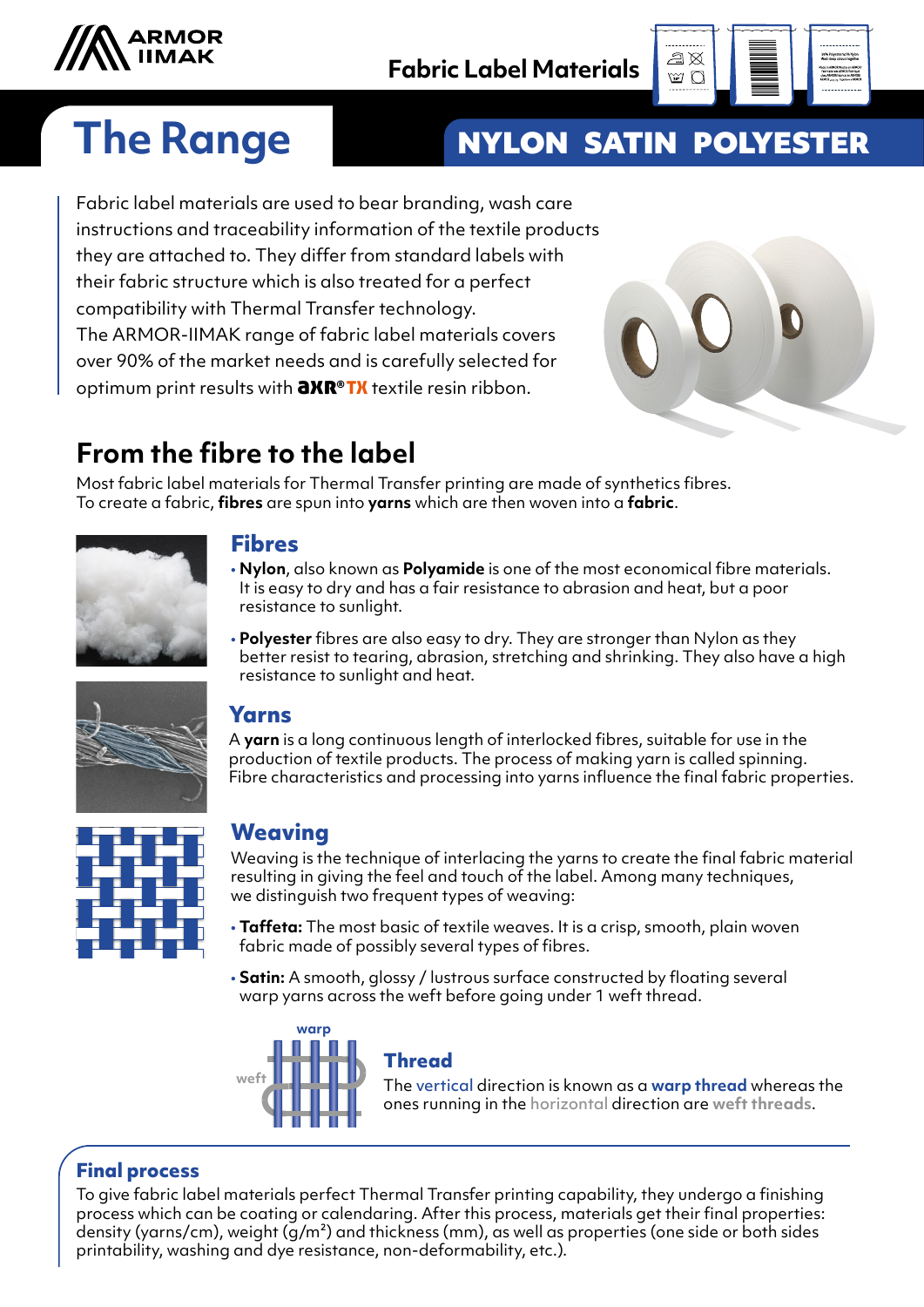ARMOR IIMAK

Fabric Label Materials

# The Range

## NYLON SATIN POLYESTER

Fabric label materials are used to bear branding, wash care instructions and traceability information of the textile products they are attached to. They differ from standard labels with their fabric structure which is also treated for a perfect compatibility with Thermal Transfer technology.
The ARMOR-IIMAK range of fabric label materials covers over 90% of the market needs and is carefully selected for optimum print results with **AXR®TX** textile resin ribbon.

## From the fibre to the label

Most fabric label materials for Thermal Transfer printing are made of synthetics fibres.
To create a fabric, **fibres** are spun into **yarns** which are then woven into a **fabric**.

### Fibres

- **Nylon**, also known as **Polyamide** is one of the most economical fibre materials. It is easy to dry and has a fair resistance to abrasion and heat, but a poor resistance to sunlight.
- **Polyester** fibres are also easy to dry. They are stronger than Nylon as they better resist to tearing, abrasion, stretching and shrinking. They also have a high resistance to sunlight and heat.

### Yarns

A **yarn** is a long continuous length of interlocked fibres, suitable for use in the production of textile products. The process of making yarn is called spinning. Fibre characteristics and processing into yarns influence the final fabric properties.

### Weaving

Weaving is the technique of interlacing the yarns to create the final fabric material resulting in giving the feel and touch of the label. Among many techniques, we distinguish two frequent types of weaving:

- **Taffeta:** The most basic of textile weaves. It is a crisp, smooth, plain woven fabric made of possibly several types of fibres.
- **Satin:** A smooth, glossy / lustrous surface constructed by floating several warp yarns across the weft before going under 1 weft thread.

warp

weft

### Thread

The vertical direction is known as a **warp thread** whereas the ones running in the horizontal direction are **weft threads**.

### Final process

To give fabric label materials perfect Thermal Transfer printing capability, they undergo a finishing process which can be coating or calendaring. After this process, materials get their final properties: density (yarns/cm), weight (g/m²) and thickness (mm), as well as properties (one side or both sides printability, washing and dye resistance, non-deformability, etc.).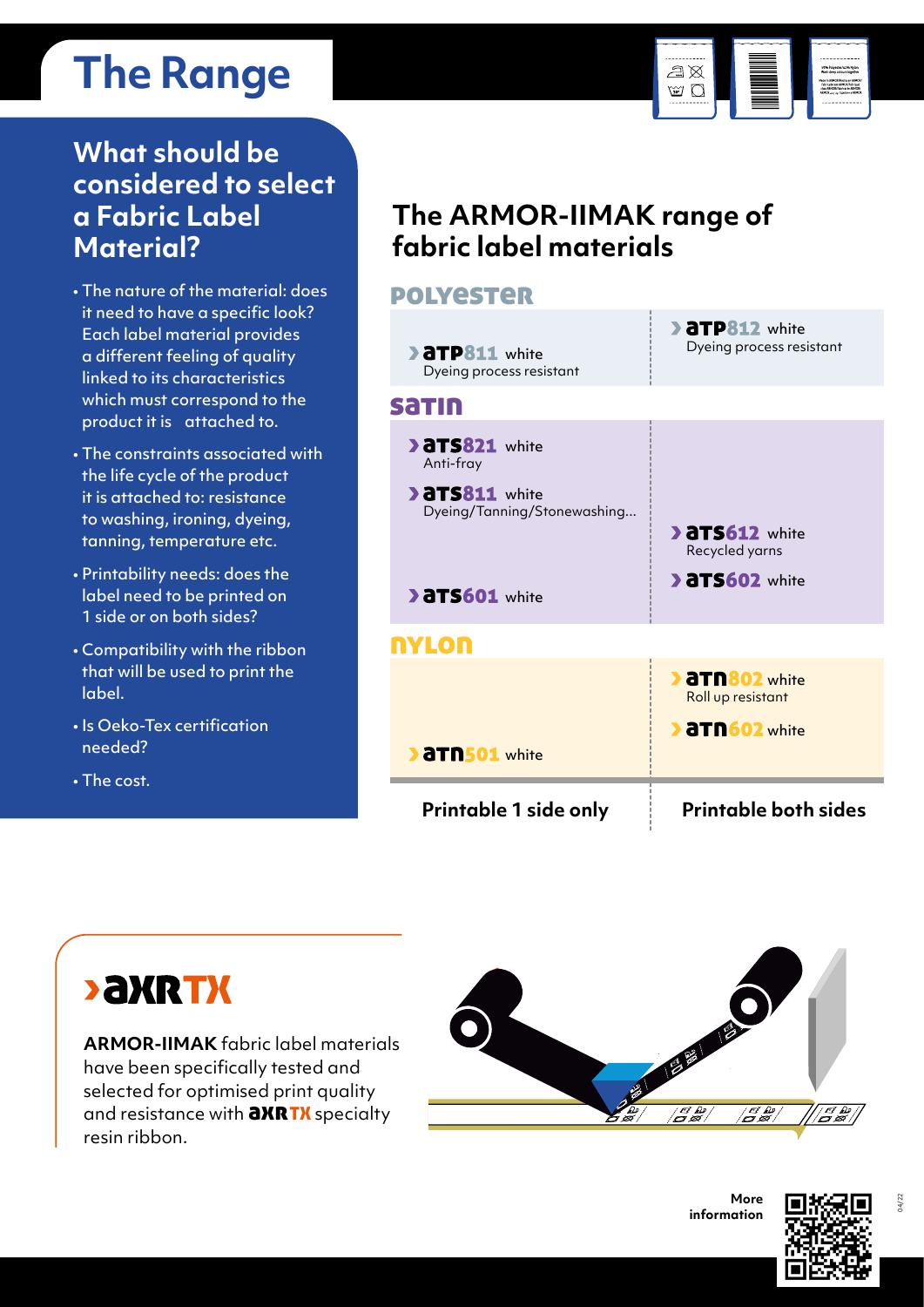# The Range

## What should be considered to select a Fabric Label Material?

- The nature of the material: does it need to have a specific look? Each label material provides a different feeling of quality linked to its characteristics which must correspond to the product it is attached to.
- The constraints associated with the life cycle of the product it is attached to: resistance to washing, ironing, dyeing, tanning, temperature etc.
- Printability needs: does the label need to be printed on 1 side or on both sides?
- Compatibility with the ribbon that will be used to print the label.
- Is Oeko-Tex certification needed?
- The cost.

## The ARMOR-IIMAK range of fabric label materials

| | Printable 1 side only | Printable both sides |
|---|---|---|
| **POLYESTER** | **ATP811** white – Dyeing process resistant | **ATP812** white – Dyeing process resistant |
| **SATIN** | **ATS821** white – Anti-fray<br>**ATS811** white – Dyeing/Tanning/Stonewashing...<br>**ATS601** white | **ATS612** white – Recycled yarns<br>**ATS602** white |
| **NYLON** | **ATN501** white | **ATN802** white – Roll up resistant<br>**ATN602** white |

## AXR TX

**ARMOR-IIMAK** fabric label materials have been specifically tested and selected for optimised print quality and resistance with **AXR TX** specialty resin ribbon.

**More information**

04/22